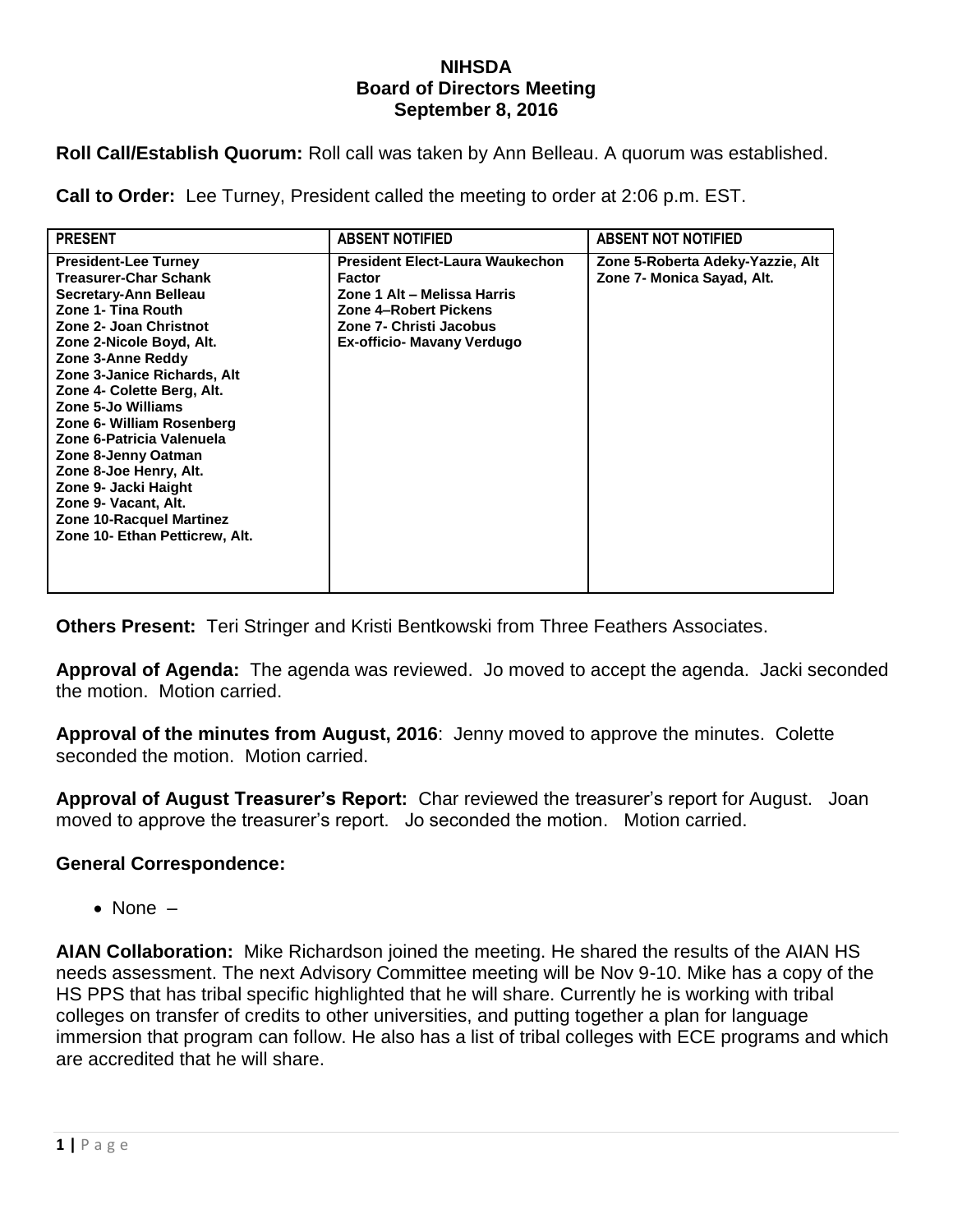# NIHSDA
## Board of Directors Meeting
### September 8, 2016

**Roll Call/Establish Quorum:** Roll call was taken by Ann Belleau. A quorum was established.

**Call to Order:** Lee Turney, President called the meeting to order at 2:06 p.m. EST.

| PRESENT | ABSENT NOTIFIED | ABSENT NOT NOTIFIED |
|---|---|---|
| President-Lee Turney<br>Treasurer-Char Schank<br>Secretary-Ann Belleau<br>Zone 1- Tina Routh<br>Zone 2- Joan Christnot<br>Zone 2-Nicole Boyd, Alt.<br>Zone 3-Anne Reddy<br>Zone 3-Janice Richards, Alt<br>Zone 4- Colette Berg, Alt.<br>Zone 5-Jo Williams<br>Zone 6- William Rosenberg<br>Zone 6-Patricia Valenuela<br>Zone 8-Jenny Oatman<br>Zone 8-Joe Henry, Alt.<br>Zone 9- Jacki Haight<br>Zone 9- Vacant, Alt.<br>Zone 10-Racquel Martinez<br>Zone 10- Ethan Petticrew, Alt. | President Elect-Laura Waukechon Factor<br>Zone 1 Alt – Melissa Harris<br>Zone 4–Robert Pickens<br>Zone 7- Christi Jacobus<br>Ex-officio- Mavany Verdugo | Zone 5-Roberta Adeky-Yazzie, Alt<br>Zone 7- Monica Sayad, Alt. |

**Others Present:** Teri Stringer and Kristi Bentkowski from Three Feathers Associates.

**Approval of Agenda:** The agenda was reviewed. Jo moved to accept the agenda. Jacki seconded the motion. Motion carried.

**Approval of the minutes from August, 2016**: Jenny moved to approve the minutes. Colette seconded the motion. Motion carried.

**Approval of August Treasurer's Report:** Char reviewed the treasurer's report for August. Joan moved to approve the treasurer's report. Jo seconded the motion. Motion carried.

**General Correspondence:**

- None –

**AIAN Collaboration:** Mike Richardson joined the meeting. He shared the results of the AIAN HS needs assessment. The next Advisory Committee meeting will be Nov 9-10. Mike has a copy of the HS PPS that has tribal specific highlighted that he will share. Currently he is working with tribal colleges on transfer of credits to other universities, and putting together a plan for language immersion that program can follow. He also has a list of tribal colleges with ECE programs and which are accredited that he will share.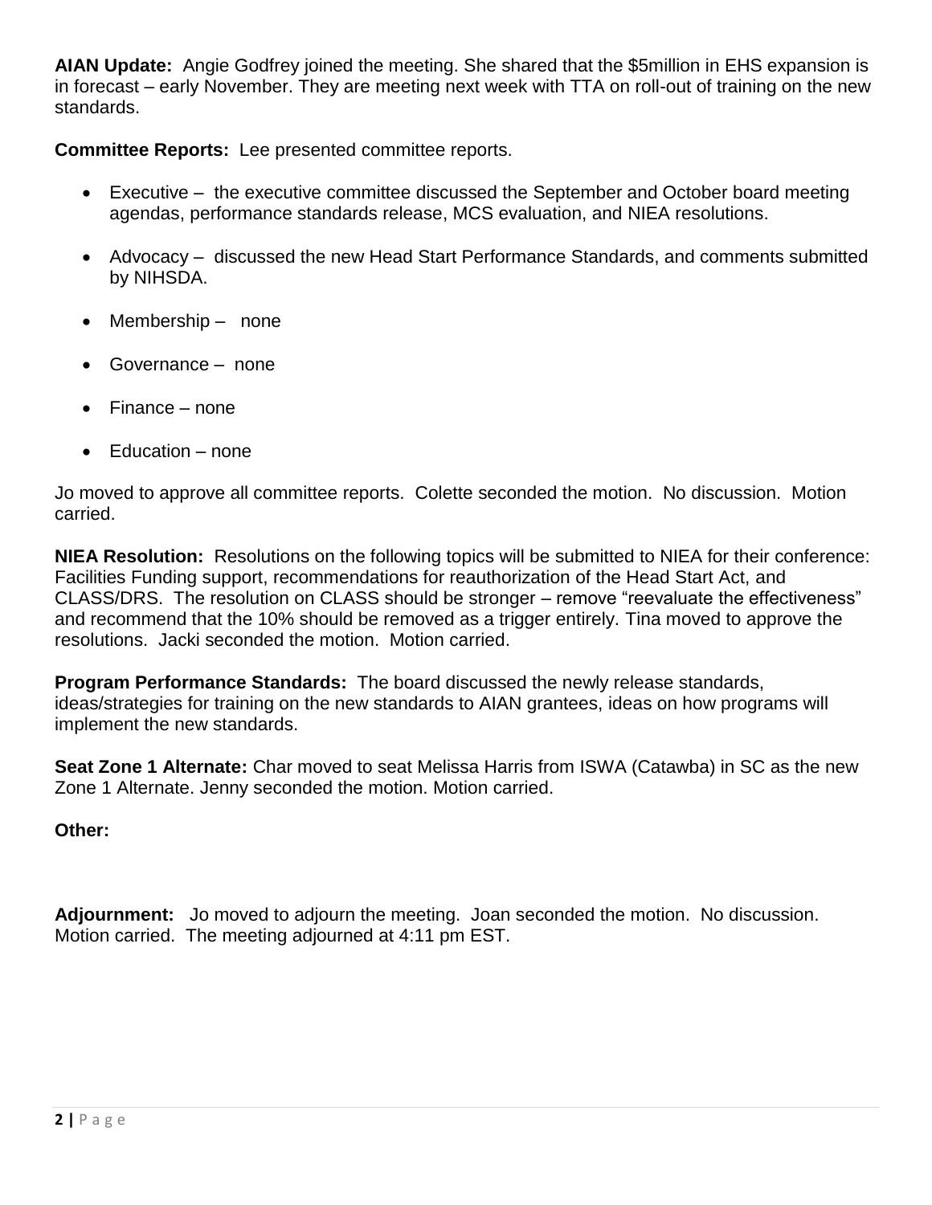**AIAN Update:** Angie Godfrey joined the meeting. She shared that the $5million in EHS expansion is in forecast – early November. They are meeting next week with TTA on roll-out of training on the new standards.

**Committee Reports:** Lee presented committee reports.

- Executive – the executive committee discussed the September and October board meeting agendas, performance standards release, MCS evaluation, and NIEA resolutions.
- Advocacy – discussed the new Head Start Performance Standards, and comments submitted by NIHSDA.
- Membership – none
- Governance – none
- Finance – none
- Education – none

Jo moved to approve all committee reports. Colette seconded the motion. No discussion. Motion carried.

**NIEA Resolution:** Resolutions on the following topics will be submitted to NIEA for their conference: Facilities Funding support, recommendations for reauthorization of the Head Start Act, and CLASS/DRS. The resolution on CLASS should be stronger – remove "reevaluate the effectiveness" and recommend that the 10% should be removed as a trigger entirely. Tina moved to approve the resolutions. Jacki seconded the motion. Motion carried.

**Program Performance Standards:** The board discussed the newly release standards, ideas/strategies for training on the new standards to AIAN grantees, ideas on how programs will implement the new standards.

**Seat Zone 1 Alternate:** Char moved to seat Melissa Harris from ISWA (Catawba) in SC as the new Zone 1 Alternate. Jenny seconded the motion. Motion carried.

**Other:**

**Adjournment:** Jo moved to adjourn the meeting. Joan seconded the motion. No discussion. Motion carried. The meeting adjourned at 4:11 pm EST.